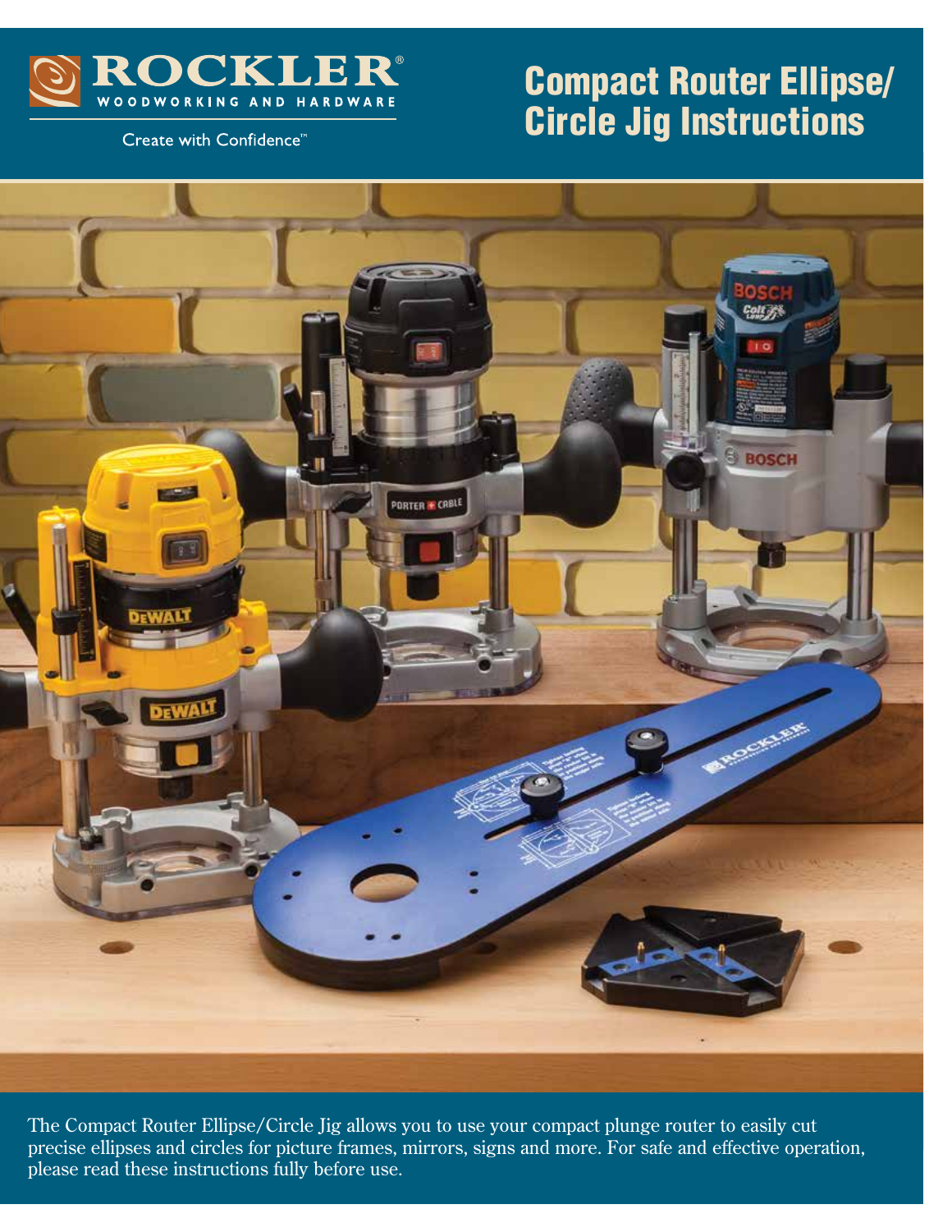ROCKLER®
WOODWORKING AND HARDWARE

Create with Confidence™

# Compact Router Ellipse/ Circle Jig Instructions

The Compact Router Ellipse/Circle Jig allows you to use your compact plunge router to easily cut precise ellipses and circles for picture frames, mirrors, signs and more. For safe and effective operation, please read these instructions fully before use.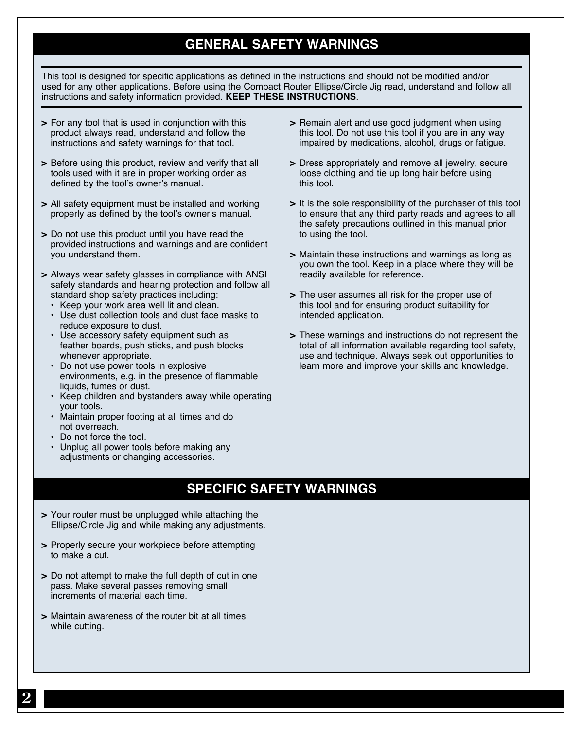## GENERAL SAFETY WARNINGS

This tool is designed for specific applications as defined in the instructions and should not be modified and/or used for any other applications. Before using the Compact Router Ellipse/Circle Jig read, understand and follow all instructions and safety information provided. **KEEP THESE INSTRUCTIONS**.

- For any tool that is used in conjunction with this product always read, understand and follow the instructions and safety warnings for that tool.
- Before using this product, review and verify that all tools used with it are in proper working order as defined by the tool's owner's manual.
- All safety equipment must be installed and working properly as defined by the tool's owner's manual.
- Do not use this product until you have read the provided instructions and warnings and are confident you understand them.
- Always wear safety glasses in compliance with ANSI safety standards and hearing protection and follow all standard shop safety practices including:
  - Keep your work area well lit and clean.
  - Use dust collection tools and dust face masks to reduce exposure to dust.
  - Use accessory safety equipment such as feather boards, push sticks, and push blocks whenever appropriate.
  - Do not use power tools in explosive environments, e.g. in the presence of flammable liquids, fumes or dust.
  - Keep children and bystanders away while operating your tools.
  - Maintain proper footing at all times and do not overreach.
  - Do not force the tool.
  - Unplug all power tools before making any adjustments or changing accessories.
- Remain alert and use good judgment when using this tool. Do not use this tool if you are in any way impaired by medications, alcohol, drugs or fatigue.
- Dress appropriately and remove all jewelry, secure loose clothing and tie up long hair before using this tool.
- It is the sole responsibility of the purchaser of this tool to ensure that any third party reads and agrees to all the safety precautions outlined in this manual prior to using the tool.
- Maintain these instructions and warnings as long as you own the tool. Keep in a place where they will be readily available for reference.
- The user assumes all risk for the proper use of this tool and for ensuring product suitability for intended application.
- These warnings and instructions do not represent the total of all information available regarding tool safety, use and technique. Always seek out opportunities to learn more and improve your skills and knowledge.

## SPECIFIC SAFETY WARNINGS

- Your router must be unplugged while attaching the Ellipse/Circle Jig and while making any adjustments.
- Properly secure your workpiece before attempting to make a cut.
- Do not attempt to make the full depth of cut in one pass. Make several passes removing small increments of material each time.
- Maintain awareness of the router bit at all times while cutting.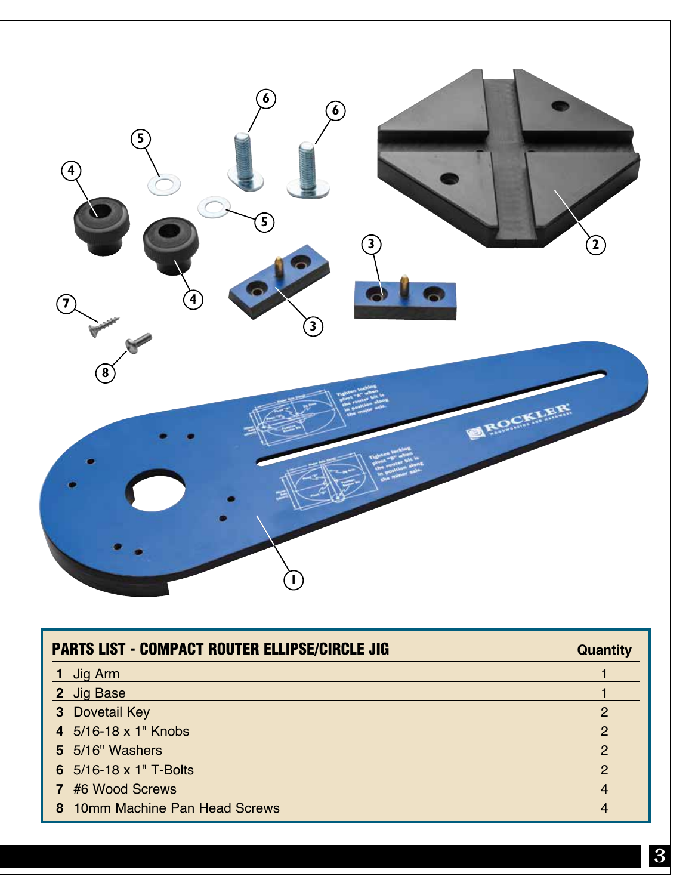| PARTS LIST - COMPACT ROUTER ELLIPSE/CIRCLE JIG | Quantity |
|---|---|
| 1 Jig Arm | 1 |
| 2 Jig Base | 1 |
| 3 Dovetail Key | 2 |
| 4 5/16-18 x 1" Knobs | 2 |
| 5 5/16" Washers | 2 |
| 6 5/16-18 x 1" T-Bolts | 2 |
| 7 #6 Wood Screws | 4 |
| 8 10mm Machine Pan Head Screws | 4 |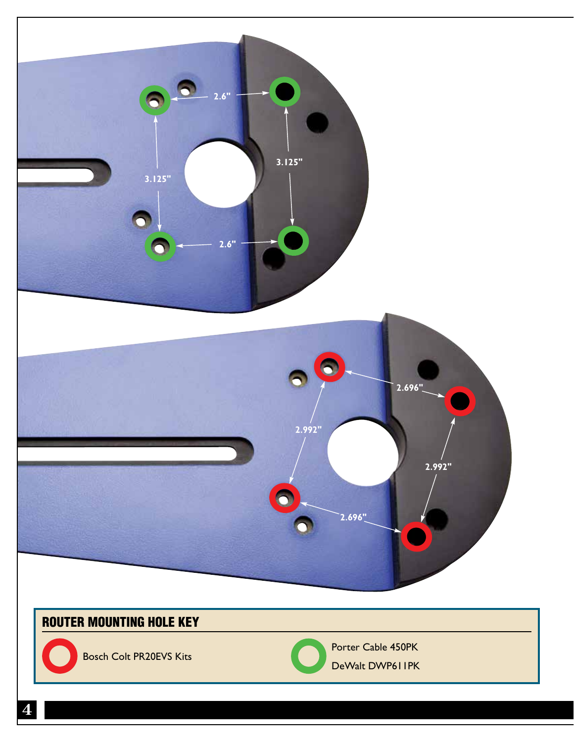2.6"

3.125"

3.125"

2.6"

2.696"

2.992"

2.992"

2.696"

## ROUTER MOUNTING HOLE KEY

| Color | Router |
| --- | --- |
| Red | Bosch Colt PR20EVS Kits |
| Green | Porter Cable 450PK, DeWalt DWP611PK |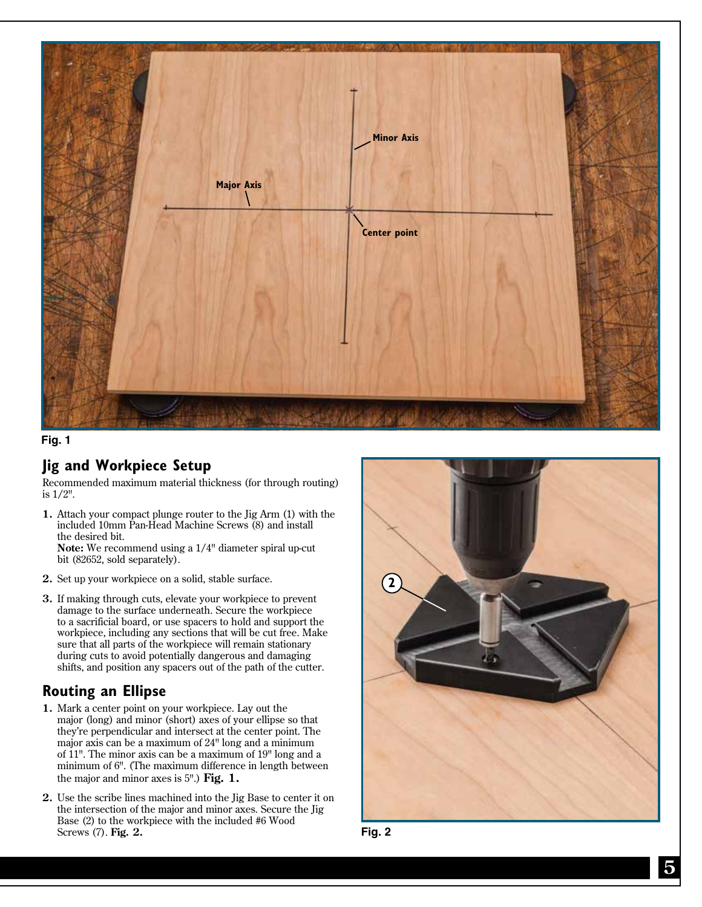Fig. 1

## Jig and Workpiece Setup

Recommended maximum material thickness (for through routing) is 1/2".

1. Attach your compact plunge router to the Jig Arm (1) with the included 10mm Pan-Head Machine Screws (8) and install the desired bit.
   **Note:** We recommend using a 1/4" diameter spiral up-cut bit (82652, sold separately).
2. Set up your workpiece on a solid, stable surface.
3. If making through cuts, elevate your workpiece to prevent damage to the surface underneath. Secure the workpiece to a sacrificial board, or use spacers to hold and support the workpiece, including any sections that will be cut free. Make sure that all parts of the workpiece will remain stationary during cuts to avoid potentially dangerous and damaging shifts, and position any spacers out of the path of the cutter.

## Routing an Ellipse

1. Mark a center point on your workpiece. Lay out the major (long) and minor (short) axes of your ellipse so that they're perpendicular and intersect at the center point. The major axis can be a maximum of 24" long and a minimum of 11". The minor axis can be a maximum of 19" long and a minimum of 6". (The maximum difference in length between the major and minor axes is 5".) **Fig. 1.**
2. Use the scribe lines machined into the Jig Base to center it on the intersection of the major and minor axes. Secure the Jig Base (2) to the workpiece with the included #6 Wood Screws (7). **Fig. 2.**

Fig. 2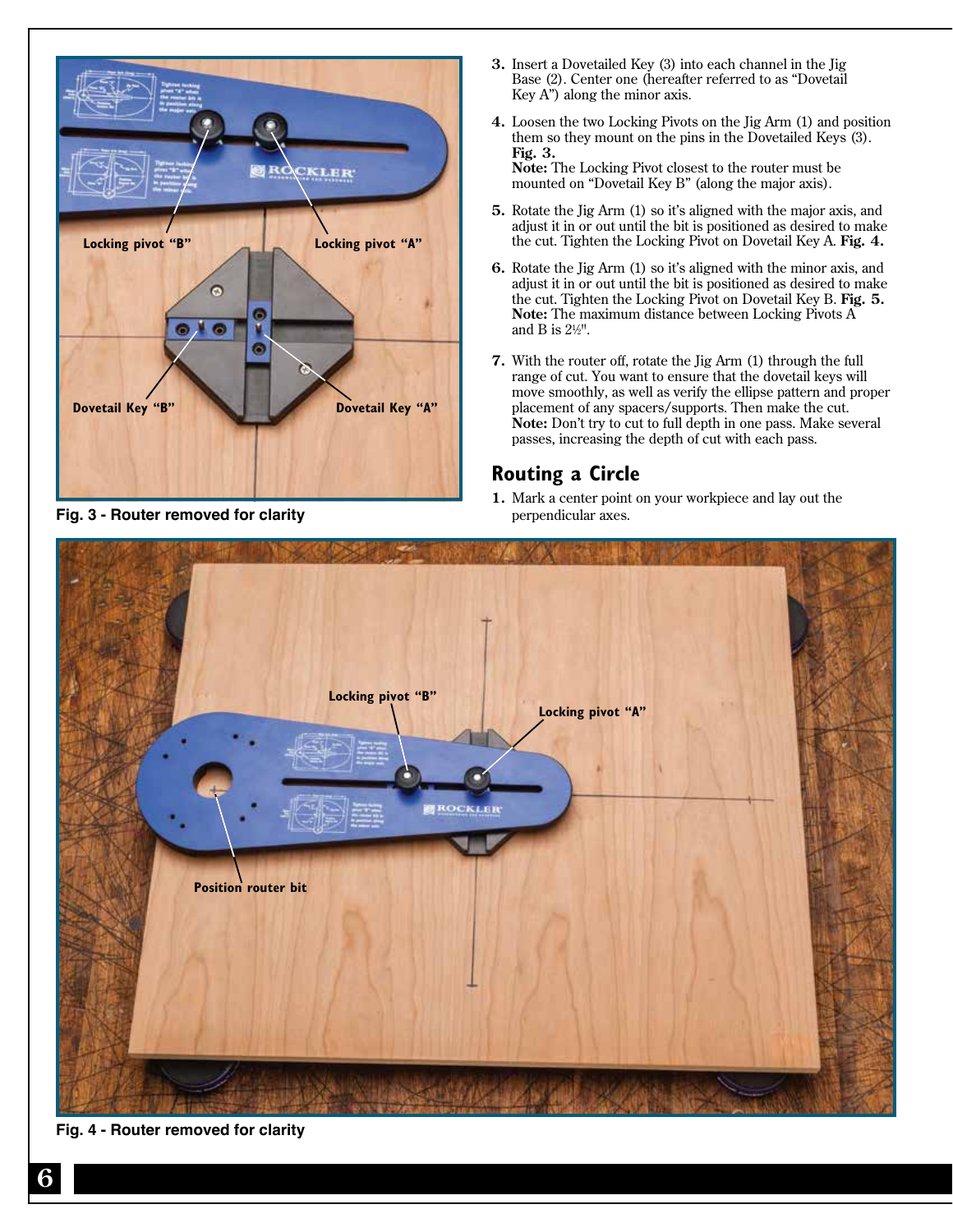Locking pivot "B"

Locking pivot "A"

Dovetail Key "B"

Dovetail Key "A"

**Fig. 3 - Router removed for clarity**

3. Insert a Dovetailed Key (3) into each channel in the Jig Base (2). Center one (hereafter referred to as "Dovetail Key A") along the minor axis.
4. Loosen the two Locking Pivots on the Jig Arm (1) and position them so they mount on the pins in the Dovetailed Keys (3). **Fig. 3.**
   **Note:** The Locking Pivot closest to the router must be mounted on "Dovetail Key B" (along the major axis).
5. Rotate the Jig Arm (1) so it's aligned with the major axis, and adjust it in or out until the bit is positioned as desired to make the cut. Tighten the Locking Pivot on Dovetail Key A. **Fig. 4.**
6. Rotate the Jig Arm (1) so it's aligned with the minor axis, and adjust it in or out until the bit is positioned as desired to make the cut. Tighten the Locking Pivot on Dovetail Key B. **Fig. 5.**
   **Note:** The maximum distance between Locking Pivots A and B is 2½".
7. With the router off, rotate the Jig Arm (1) through the full range of cut. You want to ensure that the dovetail keys will move smoothly, as well as verify the ellipse pattern and proper placement of any spacers/supports. Then make the cut.
   **Note:** Don't try to cut to full depth in one pass. Make several passes, increasing the depth of cut with each pass.

## Routing a Circle

1. Mark a center point on your workpiece and lay out the perpendicular axes.

Locking pivot "B"

Locking pivot "A"

Position router bit

**Fig. 4 - Router removed for clarity**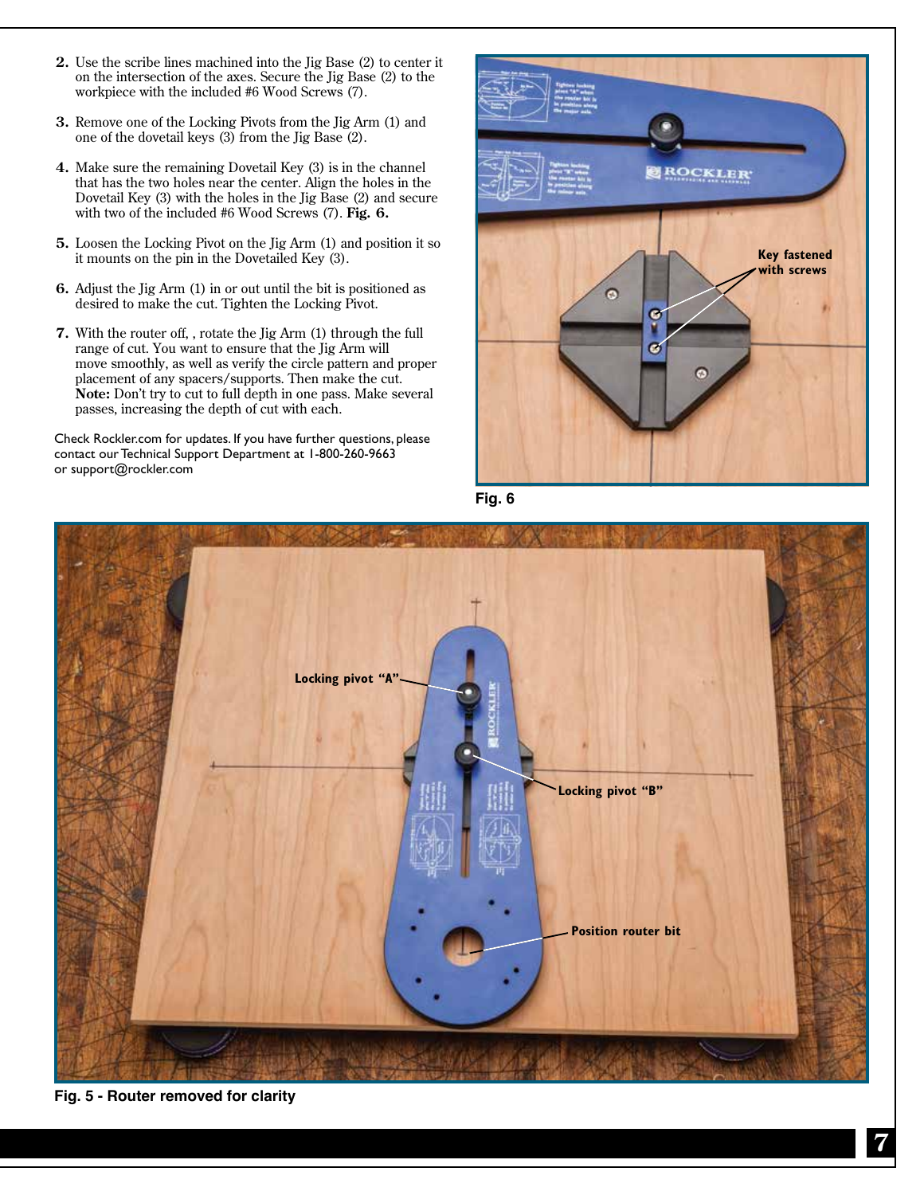2. Use the scribe lines machined into the Jig Base (2) to center it on the intersection of the axes. Secure the Jig Base (2) to the workpiece with the included #6 Wood Screws (7).

3. Remove one of the Locking Pivots from the Jig Arm (1) and one of the dovetail keys (3) from the Jig Base (2).

4. Make sure the remaining Dovetail Key (3) is in the channel that has the two holes near the center. Align the holes in the Dovetail Key (3) with the holes in the Jig Base (2) and secure with two of the included #6 Wood Screws (7). **Fig. 6.**

5. Loosen the Locking Pivot on the Jig Arm (1) and position it so it mounts on the pin in the Dovetailed Key (3).

6. Adjust the Jig Arm (1) in or out until the bit is positioned as desired to make the cut. Tighten the Locking Pivot.

7. With the router off, , rotate the Jig Arm (1) through the full range of cut. You want to ensure that the Jig Arm will move smoothly, as well as verify the circle pattern and proper placement of any spacers/supports. Then make the cut. **Note:** Don't try to cut to full depth in one pass. Make several passes, increasing the depth of cut with each.

Check Rockler.com for updates. If you have further questions, please contact our Technical Support Department at 1-800-260-9663 or support@rockler.com

**Key fastened with screws**

**Fig. 6**

**Locking pivot "A"**

**Locking pivot "B"**

**Position router bit**

**Fig. 5 - Router removed for clarity**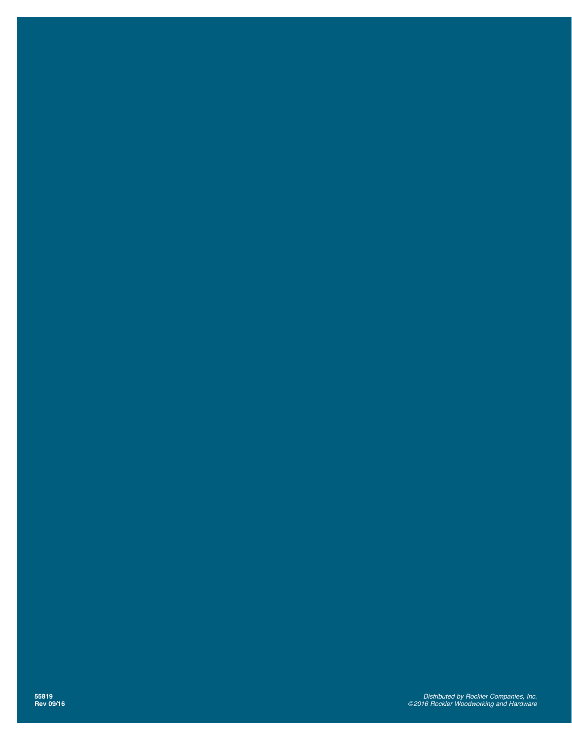**55819**
**Rev 09/16**

*Distributed by Rockler Companies, Inc.*
*©2016 Rockler Woodworking and Hardware*